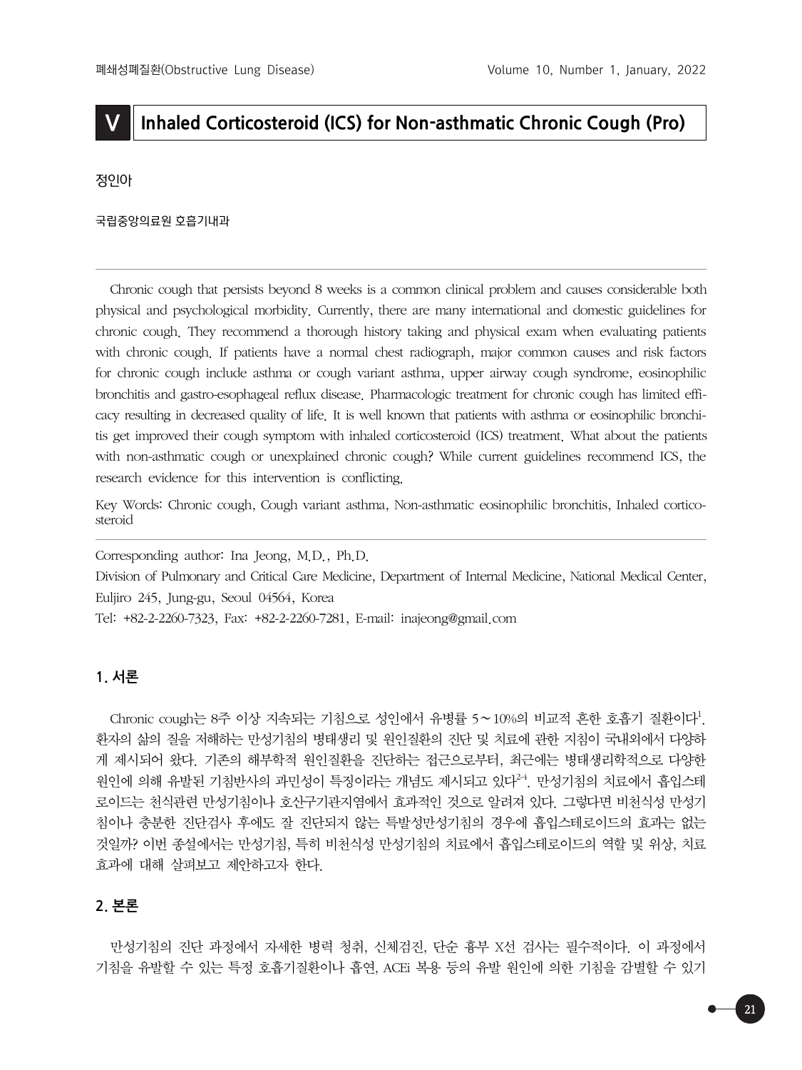# V Inhaled Corticosteroid (ICS) for Non-asthmatic Chronic Cough (Pro)

정인아

국립중앙의료원 호흡기내과

Chronic cough that persists beyond 8 weeks is a common clinical problem and causes considerable both physical and psychological morbidity. Currently, there are many international and domestic guidelines for chronic cough. They recommend a thorough history taking and physical exam when evaluating patients with chronic cough. If patients have a normal chest radiograph, major common causes and risk factors for chronic cough include asthma or cough variant asthma, upper airway cough syndrome, eosinophilic bronchitis and gastro-esophageal reflux disease. Pharmacologic treatment for chronic cough has limited efficacy resulting in decreased quality of life. It is well known that patients with asthma or eosinophilic bronchitis get improved their cough symptom with inhaled corticosteroid (ICS) treatment. What about the patients with non-asthmatic cough or unexplained chronic cough? While current guidelines recommend ICS, the research evidence for this intervention is conflicting.

Key Words: Chronic cough, Cough variant asthma, Non-asthmatic eosinophilic bronchitis, Inhaled corticosteroid

Corresponding author: Ina Jeong, M.D., Ph.D.
Division of Pulmonary and Critical Care Medicine, Department of Internal Medicine, National Medical Center, Euljiro 245, Jung-gu, Seoul 04564, Korea
Tel: +82-2-2260-7323, Fax: +82-2-2260-7281, E-mail: inajeong@gmail.com

## 1. 서론

Chronic cough는 8주 이상 지속되는 기침으로 성인에서 유병률 5～10%의 비교적 흔한 호흡기 질환이다[1]. 환자의 삶의 질을 저해하는 만성기침의 병태생리 및 원인질환의 진단 및 치료에 관한 지침이 국내외에서 다양하게 제시되어 왔다. 기존의 해부학적 원인질환을 진단하는 접근으로부터, 최근에는 병태생리학적으로 다양한 원인에 의해 유발된 기침반사의 과민성이 특징이라는 개념도 제시되고 있다[2-4]. 만성기침의 치료에서 흡입스테로이드는 천식관련 만성기침이나 호산구기관지염에서 효과적인 것으로 알려져 있다. 그렇다면 비천식성 만성기침이나 충분한 진단검사 후에도 잘 진단되지 않는 특발성만성기침의 경우에 흡입스테로이드의 효과는 없는 것일까? 이번 종설에서는 만성기침, 특히 비천식성 만성기침의 치료에서 흡입스테로이드의 역할 및 위상, 치료 효과에 대해 살펴보고 제안하고자 한다.

## 2. 본론

만성기침의 진단 과정에서 자세한 병력 청취, 신체검진, 단순 흉부 X선 검사는 필수적이다. 이 과정에서 기침을 유발할 수 있는 특정 호흡기질환이나 흡연, ACEi 복용 등의 유발 원인에 의한 기침을 감별할 수 있기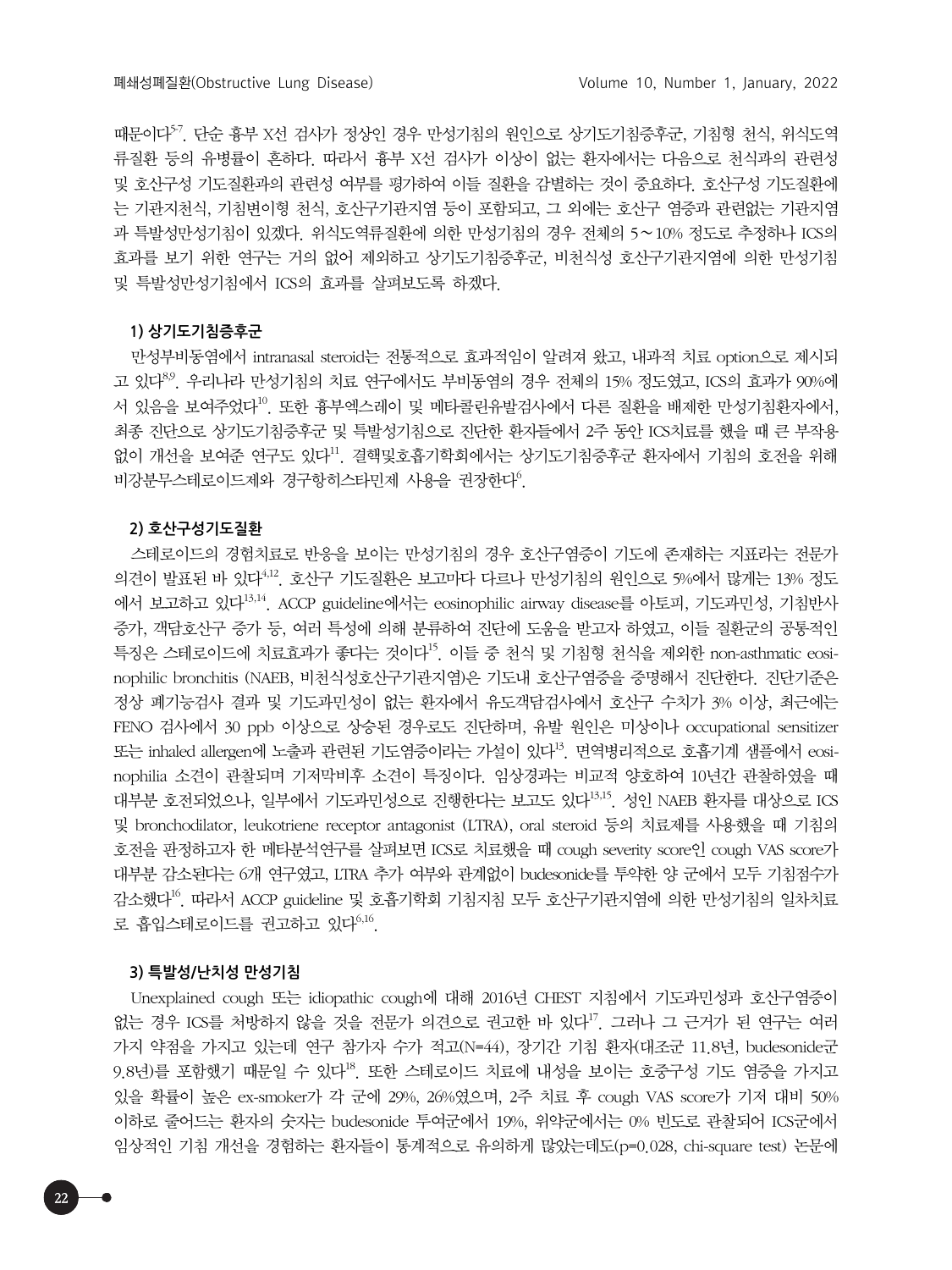때문이다[5-7]. 단순 흉부 X선 검사가 정상인 경우 만성기침의 원인으로 상기도기침증후군, 기침형 천식, 위식도역류질환 등의 유병률이 흔하다. 따라서 흉부 X선 검사가 이상이 없는 환자에서는 다음으로 천식과의 관련성 및 호산구성 기도질환과의 관련성 여부를 평가하여 이들 질환을 감별하는 것이 중요하다. 호산구성 기도질환에는 기관지천식, 기침변이형 천식, 호산구기관지염 등이 포함되고, 그 외에는 호산구 염증과 관련없는 기관지염과 특발성만성기침이 있겠다. 위식도역류질환에 의한 만성기침의 경우 전체의 5～10% 정도로 추정하나 ICS의 효과를 보기 위한 연구는 거의 없어 제외하고 상기도기침증후군, 비천식성 호산구기관지염에 의한 만성기침 및 특발성만성기침에서 ICS의 효과를 살펴보도록 하겠다.

### 1) 상기도기침증후군

만성부비동염에서 intranasal steroid는 전통적으로 효과적임이 알려져 왔고, 내과적 치료 option으로 제시되고 있다[8,9]. 우리나라 만성기침의 치료 연구에서도 부비동염의 경우 전체의 15% 정도였고, ICS의 효과가 90%에서 있음을 보여주었다[10]. 또한 흉부엑스레이 및 메타콜린유발검사에서 다른 질환을 배제한 만성기침환자에서, 최종 진단으로 상기도기침증후군 및 특발성기침으로 진단한 환자들에서 2주 동안 ICS치료를 했을 때 큰 부작용 없이 개선을 보여준 연구도 있다[11]. 결핵및호흡기학회에서는 상기도기침증후군 환자에서 기침의 호전을 위해 비강분무스테로이드제와 경구항히스타민제 사용을 권장한다[6].

### 2) 호산구성기도질환

스테로이드의 경험치료로 반응을 보이는 만성기침의 경우 호산구염증이 기도에 존재하는 지표라는 전문가 의견이 발표된 바 있다[4,12]. 호산구 기도질환은 보고마다 다르나 만성기침의 원인으로 5%에서 많게는 13% 정도에서 보고하고 있다[13,14]. ACCP guideline에서는 eosinophilic airway disease를 아토피, 기도과민성, 기침반사증가, 객담호산구 증가 등, 여러 특성에 의해 분류하여 진단에 도움을 받고자 하였고, 이들 질환군의 공통적인 특징은 스테로이드에 치료효과가 좋다는 것이다[15]. 이들 중 천식 및 기침형 천식을 제외한 non-asthmatic eosinophilic bronchitis (NAEB, 비천식성호산구기관지염)은 기도내 호산구염증을 증명해서 진단한다. 진단기준은 정상 폐기능검사 결과 및 기도과민성이 없는 환자에서 유도객담검사에서 호산구 수치가 3% 이상, 최근에는 FENO 검사에서 30 ppb 이상으로 상승된 경우로도 진단하며, 유발 원인은 미상이나 occupational sensitizer 또는 inhaled allergen에 노출과 관련된 기도염증이라는 가설이 있다[13]. 면역병리적으로 호흡기계 샘플에서 eosinophilia 소견이 관찰되며 기저막비후 소견이 특징이다. 임상경과는 비교적 양호하여 10년간 관찰하였을 때 대부분 호전되었으나, 일부에서 기도과민성으로 진행한다는 보고도 있다[13,15]. 성인 NAEB 환자를 대상으로 ICS 및 bronchodilator, leukotriene receptor antagonist (LTRA), oral steroid 등의 치료제를 사용했을 때 기침의 호전을 판정하고자 한 메타분석연구를 살펴보면 ICS로 치료했을 때 cough severity score인 cough VAS score가 대부분 감소된다는 6개 연구였고, LTRA 추가 여부와 관계없이 budesonide를 투약한 양 군에서 모두 기침점수가 감소했다[16]. 따라서 ACCP guideline 및 호흡기학회 기침지침 모두 호산구기관지염에 의한 만성기침의 일차치료로 흡입스테로이드를 권고하고 있다[6,16].

### 3) 특발성/난치성 만성기침

Unexplained cough 또는 idiopathic cough에 대해 2016년 CHEST 지침에서 기도과민성과 호산구염증이 없는 경우 ICS를 처방하지 않을 것을 전문가 의견으로 권고한 바 있다[17]. 그러나 그 근거가 된 연구는 여러 가지 약점을 가지고 있는데 연구 참가자 수가 적고(N=44), 장기간 기침 환자(대조군 11.8년, budesonide군 9.8년)를 포함했기 때문일 수 있다[18]. 또한 스테로이드 치료에 내성을 보이는 호중구성 기도 염증을 가지고 있을 확률이 높은 ex-smoker가 각 군에 29%, 26%였으며, 2주 치료 후 cough VAS score가 기저 대비 50% 이하로 줄어드는 환자의 숫자는 budesonide 투여군에서 19%, 위약군에서는 0% 빈도로 관찰되어 ICS군에서 임상적인 기침 개선을 경험하는 환자들이 통계적으로 유의하게 많았는데도($p=0.028$, chi-square test) 논문에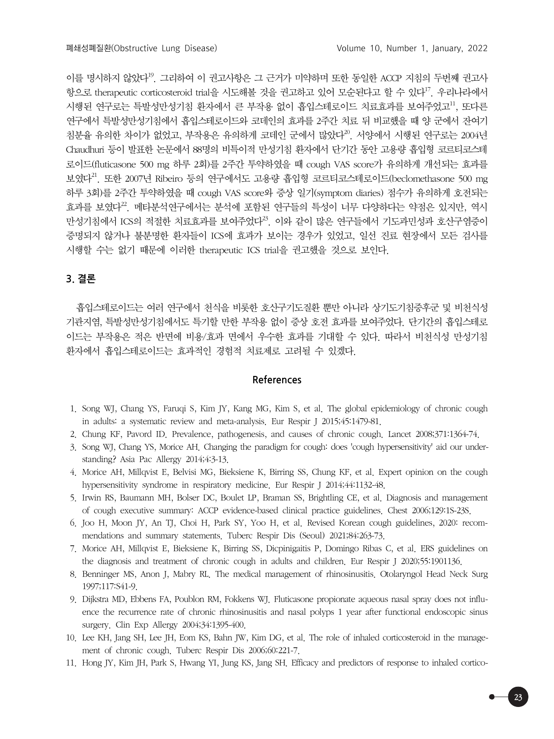이를 명시하지 않았다[19]. 그리하여 이 권고사항은 그 근거가 미약하며 또한 동일한 ACCP 지침의 두번째 권고사항으로 therapeutic corticosteroid trial을 시도해볼 것을 권고하고 있어 모순된다고 할 수 있다[17]. 우리나라에서 시행된 연구로는 특발성만성기침 환자에서 큰 부작용 없이 흡입스테로이드 치료효과를 보여주었고[11], 또다른 연구에서 특발성만성기침에서 흡입스테로이드와 코데인의 효과를 2주간 치료 뒤 비교했을 때 양 군에서 잔여기침분율 유의한 차이가 없었고, 부작용은 유의하게 코데인 군에서 많았다[20]. 서양에서 시행된 연구로는 2004년 Chaudhuri 등이 발표한 논문에서 88명의 비특이적 만성기침 환자에서 단기간 동안 고용량 흡입형 코르티코스테로이드(fluticasone 500 mg 하루 2회)를 2주간 투약하였을 때 cough VAS score가 유의하게 개선되는 효과를 보였다[21]. 또한 2007년 Ribeiro 등의 연구에서도 고용량 흡입형 코르티코스테로이드(beclomethasone 500 mg 하루 3회)를 2주간 투약하였을 때 cough VAS score와 증상 일기(symptom diaries) 점수가 유의하게 호전되는 효과를 보였다[22]. 메타분석연구에서는 분석에 포함된 연구들의 특성이 너무 다양하다는 약점은 있지만, 역시 만성기침에서 ICS의 적절한 치료효과를 보여주었다[23]. 이와 같이 많은 연구들에서 기도과민성과 호산구염증이 증명되지 않거나 불분명한 환자들이 ICS에 효과가 보이는 경우가 있었고, 일선 진료 현장에서 모든 검사를 시행할 수는 없기 때문에 이러한 therapeutic ICS trial을 권고했을 것으로 보인다.

## 3. 결론

흡입스테로이드는 여러 연구에서 천식을 비롯한 호산구기도질환 뿐만 아니라 상기도기침증후군 및 비천식성 기관지염, 특발성만성기침에서도 특기할 만한 부작용 없이 증상 호전 효과를 보여주었다. 단기간의 흡입스테로이드는 부작용은 적은 반면에 비용/효과 면에서 우수한 효과를 기대할 수 있다. 따라서 비천식성 만성기침 환자에서 흡입스테로이드는 효과적인 경험적 치료제로 고려될 수 있겠다.

## References

1. Song WJ, Chang YS, Faruqi S, Kim JY, Kang MG, Kim S, et al. The global epidemiology of chronic cough in adults: a systematic review and meta-analysis. Eur Respir J 2015;45:1479-81.
2. Chung KF, Pavord ID. Prevalence, pathogenesis, and causes of chronic cough. Lancet 2008;371:1364-74.
3. Song WJ, Chang YS, Morice AH. Changing the paradigm for cough: does 'cough hypersensitivity' aid our understanding? Asia Pac Allergy 2014;4:3-13.
4. Morice AH, Millqvist E, Belvisi MG, Bieksiene K, Birring SS, Chung KF, et al. Expert opinion on the cough hypersensitivity syndrome in respiratory medicine. Eur Respir J 2014;44:1132-48.
5. Irwin RS, Baumann MH, Bolser DC, Boulet LP, Braman SS, Brightling CE, et al. Diagnosis and management of cough executive summary: ACCP evidence-based clinical practice guidelines. Chest 2006;129:1S-23S.
6. Joo H, Moon JY, An TJ, Choi H, Park SY, Yoo H, et al. Revised Korean cough guidelines, 2020: recommendations and summary statements. Tuberc Respir Dis (Seoul) 2021;84:263-73.
7. Morice AH, Millqvist E, Bieksiene K, Birring SS, Dicpinigaitis P, Domingo Ribas C, et al. ERS guidelines on the diagnosis and treatment of chronic cough in adults and children. Eur Respir J 2020;55:1901136.
8. Benninger MS, Anon J, Mabry RL. The medical management of rhinosinusitis. Otolaryngol Head Neck Surg 1997;117:S41-9.
9. Dijkstra MD, Ebbens FA, Poublon RM, Fokkens WJ. Fluticasone propionate aqueous nasal spray does not influence the recurrence rate of chronic rhinosinusitis and nasal polyps 1 year after functional endoscopic sinus surgery. Clin Exp Allergy 2004;34:1395-400.
10. Lee KH, Jang SH, Lee JH, Eom KS, Bahn JW, Kim DG, et al. The role of inhaled corticosteroid in the management of chronic cough. Tuberc Respir Dis 2006;60:221-7.
11. Hong JY, Kim JH, Park S, Hwang YI, Jung KS, Jang SH. Efficacy and predictors of response to inhaled cortico-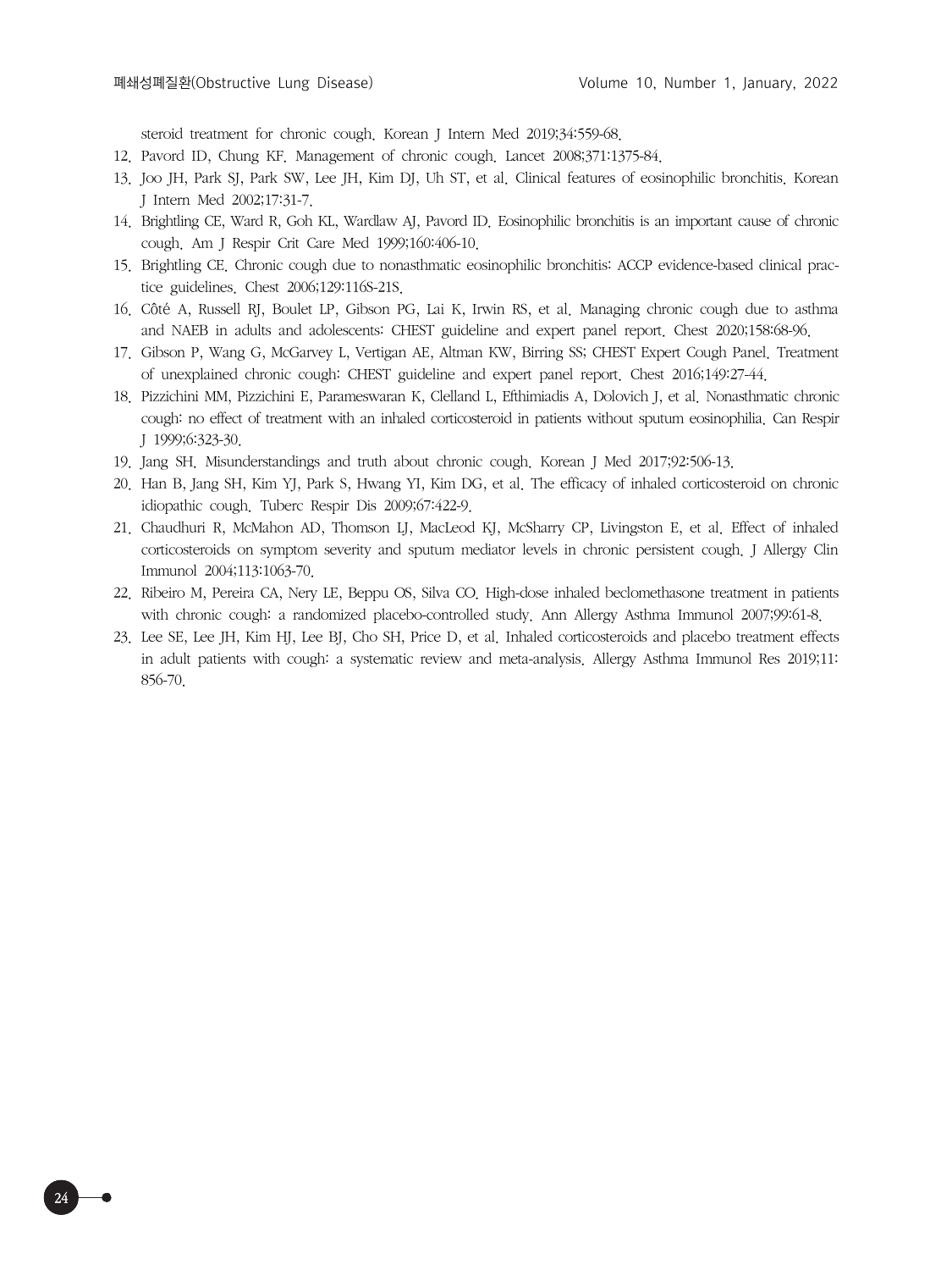steroid treatment for chronic cough. Korean J Intern Med 2019;34:559-68.

12. Pavord ID, Chung KF. Management of chronic cough. Lancet 2008;371:1375-84.
13. Joo JH, Park SJ, Park SW, Lee JH, Kim DJ, Uh ST, et al. Clinical features of eosinophilic bronchitis. Korean J Intern Med 2002;17:31-7.
14. Brightling CE, Ward R, Goh KL, Wardlaw AJ, Pavord ID. Eosinophilic bronchitis is an important cause of chronic cough. Am J Respir Crit Care Med 1999;160:406-10.
15. Brightling CE. Chronic cough due to nonasthmatic eosinophilic bronchitis: ACCP evidence-based clinical practice guidelines. Chest 2006;129:116S-21S.
16. Côté A, Russell RJ, Boulet LP, Gibson PG, Lai K, Irwin RS, et al. Managing chronic cough due to asthma and NAEB in adults and adolescents: CHEST guideline and expert panel report. Chest 2020;158:68-96.
17. Gibson P, Wang G, McGarvey L, Vertigan AE, Altman KW, Birring SS; CHEST Expert Cough Panel. Treatment of unexplained chronic cough: CHEST guideline and expert panel report. Chest 2016;149:27-44.
18. Pizzichini MM, Pizzichini E, Parameswaran K, Clelland L, Efthimiadis A, Dolovich J, et al. Nonasthmatic chronic cough: no effect of treatment with an inhaled corticosteroid in patients without sputum eosinophilia. Can Respir J 1999;6:323-30.
19. Jang SH. Misunderstandings and truth about chronic cough. Korean J Med 2017;92:506-13.
20. Han B, Jang SH, Kim YJ, Park S, Hwang YI, Kim DG, et al. The efficacy of inhaled corticosteroid on chronic idiopathic cough. Tuberc Respir Dis 2009;67:422-9.
21. Chaudhuri R, McMahon AD, Thomson LJ, MacLeod KJ, McSharry CP, Livingston E, et al. Effect of inhaled corticosteroids on symptom severity and sputum mediator levels in chronic persistent cough. J Allergy Clin Immunol 2004;113:1063-70.
22. Ribeiro M, Pereira CA, Nery LE, Beppu OS, Silva CO. High-dose inhaled beclomethasone treatment in patients with chronic cough: a randomized placebo-controlled study. Ann Allergy Asthma Immunol 2007;99:61-8.
23. Lee SE, Lee JH, Kim HJ, Lee BJ, Cho SH, Price D, et al. Inhaled corticosteroids and placebo treatment effects in adult patients with cough: a systematic review and meta-analysis. Allergy Asthma Immunol Res 2019;11:856-70.